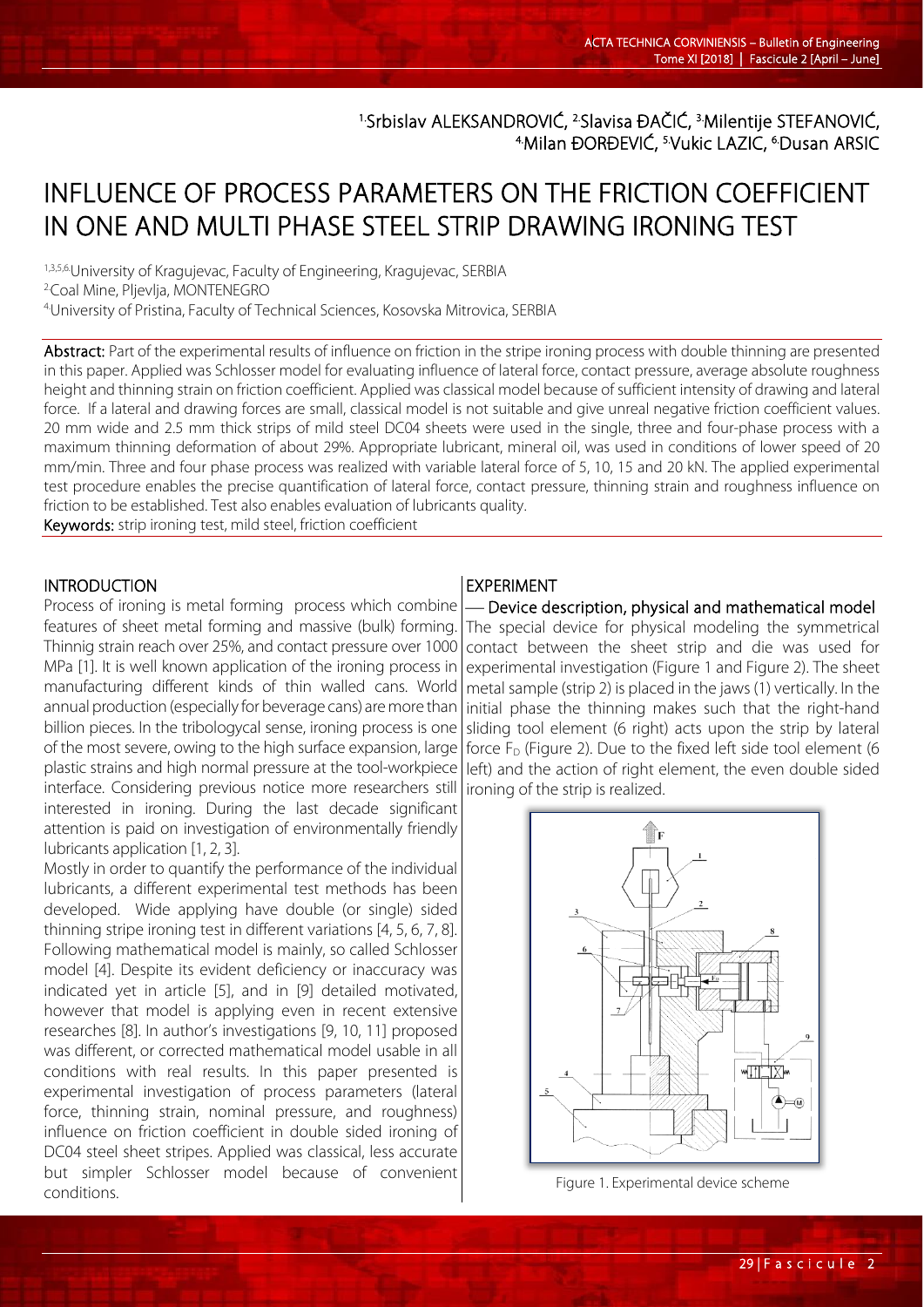[1.]Srbislav ALEKSANDROVIĆ, [2.]Slavisa ĐAČIĆ, [3.]Milentije STEFANOVIĆ, [4.]Milan ĐORĐEVIĆ, [5.]Vukic LAZIC, [6.]Dusan ARSIC

# INFLUENCE OF PROCESS PARAMETERS ON THE FRICTION COEFFICIENT IN ONE AND MULTI PHASE STEEL STRIP DRAWING IRONING TEST

[1,3,5,6.]University of Kragujevac, Faculty of Engineering, Kragujevac, SERBIA
[2.]Coal Mine, Pljevlja, MONTENEGRO
[4.]University of Pristina, Faculty of Technical Sciences, Kosovska Mitrovica, SERBIA

**Abstract:** Part of the experimental results of influence on friction in the stripe ironing process with double thinning are presented in this paper. Applied was Schlosser model for evaluating influence of lateral force, contact pressure, average absolute roughness height and thinning strain on friction coefficient. Applied was classical model because of sufficient intensity of drawing and lateral force. If a lateral and drawing forces are small, classical model is not suitable and give unreal negative friction coefficient values. 20 mm wide and 2.5 mm thick strips of mild steel DC04 sheets were used in the single, three and four-phase process with a maximum thinning deformation of about 29%. Appropriate lubricant, mineral oil, was used in conditions of lower speed of 20 mm/min. Three and four phase process was realized with variable lateral force of 5, 10, 15 and 20 kN. The applied experimental test procedure enables the precise quantification of lateral force, contact pressure, thinning strain and roughness influence on friction to be established. Test also enables evaluation of lubricants quality.

**Keywords:** strip ironing test, mild steel, friction coefficient

## INTRODUCTION

Process of ironing is metal forming process which combine features of sheet metal forming and massive (bulk) forming. Thinnig strain reach over 25%, and contact pressure over 1000 MPa [1]. It is well known application of the ironing process in manufacturing different kinds of thin walled cans. World annual production (especially for beverage cans) are more than billion pieces. In the tribologycal sense, ironing process is one of the most severe, owing to the high surface expansion, large plastic strains and high normal pressure at the tool-workpiece interface. Considering previous notice more researchers still interested in ironing. During the last decade significant attention is paid on investigation of environmentally friendly lubricants application [1, 2, 3].

Mostly in order to quantify the performance of the individual lubricants, a different experimental test methods has been developed. Wide applying have double (or single) sided thinning stripe ironing test in different variations [4, 5, 6, 7, 8]. Following mathematical model is mainly, so called Schlosser model [4]. Despite its evident deficiency or inaccuracy was indicated yet in article [5], and in [9] detailed motivated, however that model is applying even in recent extensive researches [8]. In author's investigations [9, 10, 11] proposed was different, or corrected mathematical model usable in all conditions with real results. In this paper presented is experimental investigation of process parameters (lateral force, thinning strain, nominal pressure, and roughness) influence on friction coefficient in double sided ironing of DC04 steel sheet stripes. Applied was classical, less accurate but simpler Schlosser model because of convenient conditions.

## EXPERIMENT

### — Device description, physical and mathematical model

The special device for physical modeling the symmetrical contact between the sheet strip and die was used for experimental investigation (Figure 1 and Figure 2). The sheet metal sample (strip 2) is placed in the jaws (1) vertically. In the initial phase the thinning makes such that the right-hand sliding tool element (6 right) acts upon the strip by lateral force $F_D$ (Figure 2). Due to the fixed left side tool element (6 left) and the action of right element, the even double sided ironing of the strip is realized.

Figure 1. Experimental device scheme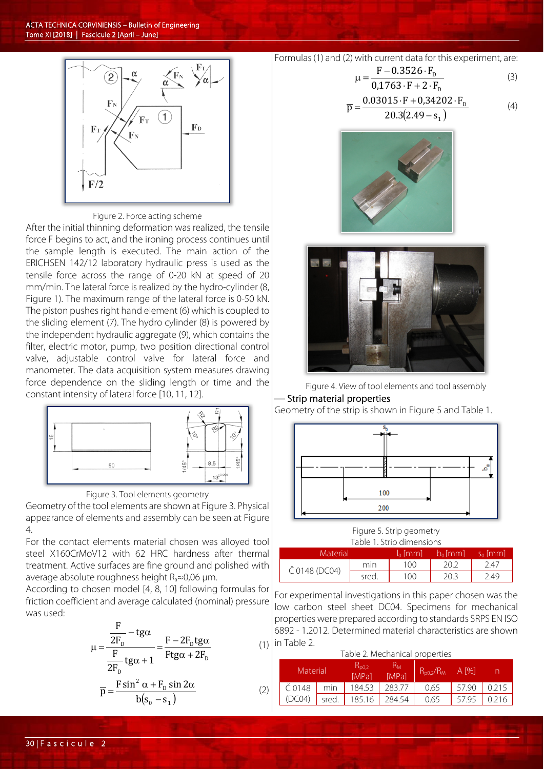Figure 2. Force acting scheme

After the initial thinning deformation was realized, the tensile force F begins to act, and the ironing process continues until the sample length is executed. The main action of the ERICHSEN 142/12 laboratory hydraulic press is used as the tensile force across the range of 0-20 kN at speed of 20 mm/min. The lateral force is realized by the hydro-cylinder (8, Figure 1). The maximum range of the lateral force is 0-50 kN. The piston pushes right hand element (6) which is coupled to the sliding element (7). The hydro cylinder (8) is powered by the independent hydraulic aggregate (9), which contains the filter, electric motor, pump, two position directional control valve, adjustable control valve for lateral force and manometer. The data acquisition system measures drawing force dependence on the sliding length or time and the constant intensity of lateral force [10, 11, 12].

Figure 3. Tool elements geometry

Geometry of the tool elements are shown at Figure 3. Physical appearance of elements and assembly can be seen at Figure 4.

For the contact elements material chosen was alloyed tool steel X160CrMoV12 with 62 HRC hardness after thermal treatment. Active surfaces are fine ground and polished with average absolute roughness height $R_a \approx 0{,}06$ µm.

According to chosen model [4, 8, 10] following formulas for friction coefficient and average calculated (nominal) pressure was used:

$$\mu = \frac{\dfrac{F}{2F_D} - tg\alpha}{\dfrac{F}{2F_D} tg\alpha + 1} = \frac{F - 2F_D tg\alpha}{F tg\alpha + 2F_D} \tag{1}$$

$$\overline{p} = \frac{F \sin^2 \alpha + F_D \sin 2\alpha}{b(s_0 - s_1)} \tag{2}$$

Formulas (1) and (2) with current data for this experiment, are:

$$\mu = \frac{F - 0.3526 \cdot F_D}{0{,}1763 \cdot F + 2 \cdot F_D} \tag{3}$$

$$\overline{p} = \frac{0.03015 \cdot F + 0{,}34202 \cdot F_D}{20.3(2.49 - s_1)} \tag{4}$$

Figure 4. View of tool elements and tool assembly

## Strip material properties

Geometry of the strip is shown in Figure 5 and Table 1.

Figure 5. Strip geometry

Table 1. Strip dimensions

| Material | | $l_0$ [mm] | $b_0$ [mm] | $s_0$ [mm] |
|---|---|---|---|---|
| Č 0148 (DC04) | min | 100 | 20.2 | 2.47 |
| | sred. | 100 | 20.3 | 2.49 |

For experimental investigations in this paper chosen was the low carbon steel sheet DC04. Specimens for mechanical properties were prepared according to standards SRPS EN ISO 6892 - 1.2012. Determined material characteristics are shown in Table 2.

Table 2. Mechanical properties

| Material | | $R_{p0,2}$ [MPa] | $R_M$ [MPa] | $R_{p0,2}/R_M$ | A [%] | n |
|---|---|---|---|---|---|---|
| Č 0148 (DC04) | min | 184.53 | 283.77 | 0.65 | 57.90 | 0.215 |
| | sred. | 185.16 | 284.54 | 0.65 | 57.95 | 0.216 |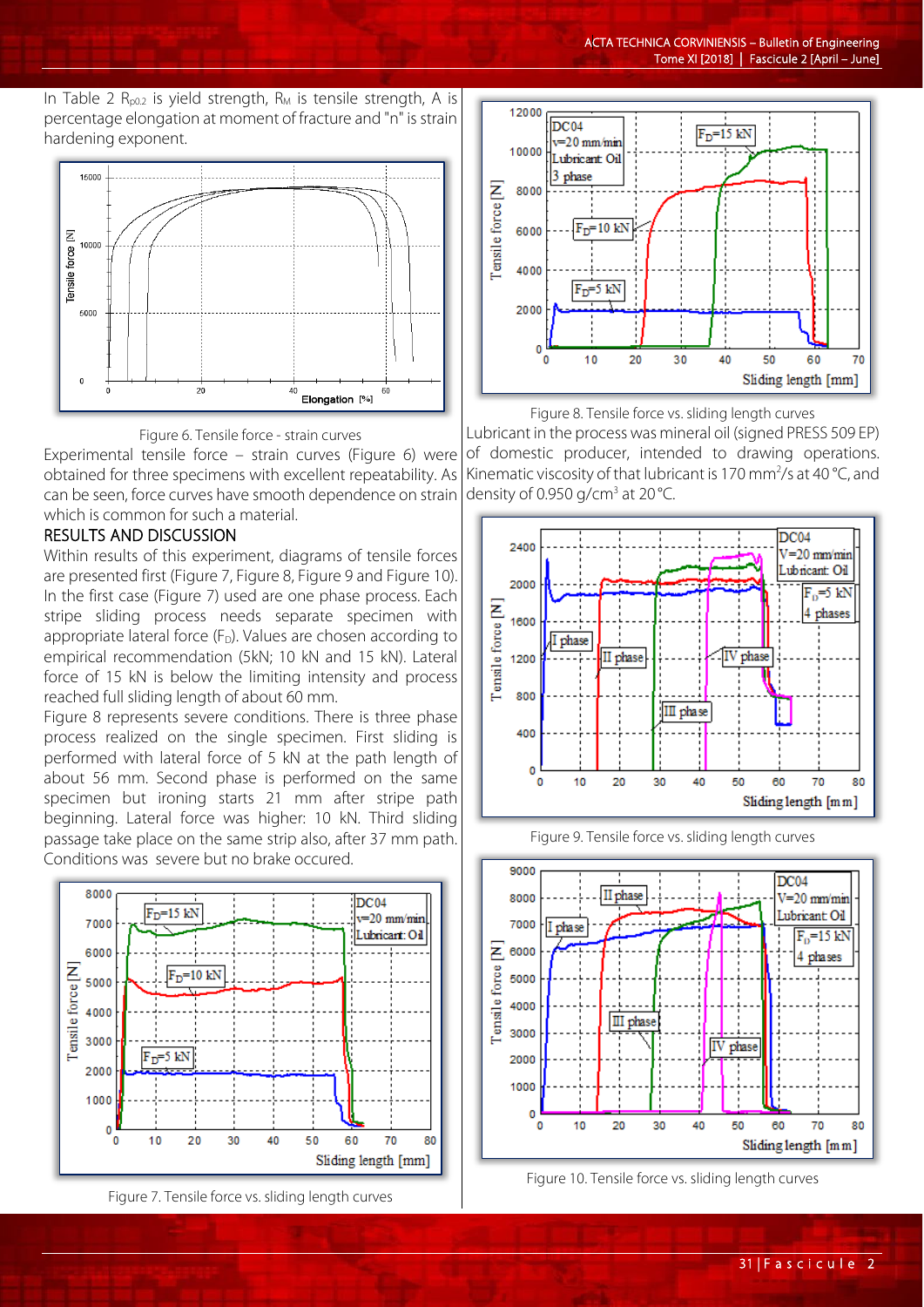In Table 2 $R_{p0.2}$ is yield strength, $R_M$ is tensile strength, A is percentage elongation at moment of fracture and "n" is strain hardening exponent.

Figure 6. Tensile force - strain curves

Experimental tensile force – strain curves (Figure 6) were obtained for three specimens with excellent repeatability. As can be seen, force curves have smooth dependence on strain which is common for such a material.

## RESULTS AND DISCUSSION

Within results of this experiment, diagrams of tensile forces are presented first (Figure 7, Figure 8, Figure 9 and Figure 10). In the first case (Figure 7) used are one phase process. Each stripe sliding process needs separate specimen with appropriate lateral force ($F_D$). Values are chosen according to empirical recommendation (5kN; 10 kN and 15 kN). Lateral force of 15 kN is below the limiting intensity and process reached full sliding length of about 60 mm.

Figure 8 represents severe conditions. There is three phase process realized on the single specimen. First sliding is performed with lateral force of 5 kN at the path length of about 56 mm. Second phase is performed on the same specimen but ironing starts 21 mm after stripe path beginning. Lateral force was higher: 10 kN. Third sliding passage take place on the same strip also, after 37 mm path. Conditions was severe but no brake occured.

Figure 7. Tensile force vs. sliding length curves

Figure 8. Tensile force vs. sliding length curves

Lubricant in the process was mineral oil (signed PRESS 509 EP) of domestic producer, intended to drawing operations. Kinematic viscosity of that lubricant is 170 mm$^2$/s at 40 °C, and density of 0.950 g/cm$^3$ at 20 °C.

Figure 9. Tensile force vs. sliding length curves

Figure 10. Tensile force vs. sliding length curves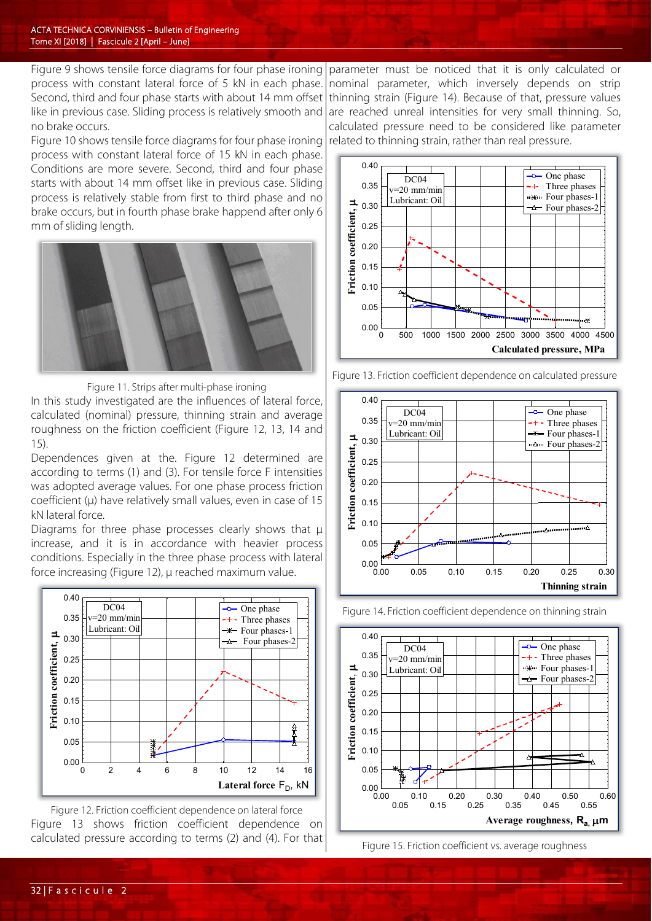Figure 9 shows tensile force diagrams for four phase ironing process with constant lateral force of 5 kN in each phase. Second, third and four phase starts with about 14 mm offset like in previous case. Sliding process is relatively smooth and no brake occurs.

Figure 10 shows tensile force diagrams for four phase ironing process with constant lateral force of 15 kN in each phase. Conditions are more severe. Second, third and four phase starts with about 14 mm offset like in previous case. Sliding process is relatively stable from first to third phase and no brake occurs, but in fourth phase brake happend after only 6 mm of sliding length.

Figure 11. Strips after multi-phase ironing

In this study investigated are the influences of lateral force, calculated (nominal) pressure, thinning strain and average roughness on the friction coefficient (Figure 12, 13, 14 and 15).

Dependences given at the. Figure 12 determined are according to terms (1) and (3). For tensile force F intensities was adopted average values. For one phase process friction coefficient (μ) have relatively small values, even in case of 15 kN lateral force.

Diagrams for three phase processes clearly shows that μ increase, and it is in accordance with heavier process conditions. Especially in the three phase process with lateral force increasing (Figure 12), μ reached maximum value.

Figure 12. Friction coefficient dependence on lateral force

Figure 13 shows friction coefficient dependence on calculated pressure according to terms (2) and (4). For that parameter must be noticed that it is only calculated or nominal parameter, which inversely depends on strip thinning strain (Figure 14). Because of that, pressure values are reached unreal intensities for very small thinning. So, calculated pressure need to be considered like parameter related to thinning strain, rather than real pressure.

Figure 13. Friction coefficient dependence on calculated pressure

Figure 14. Friction coefficient dependence on thinning strain

Figure 15. Friction coefficient vs. average roughness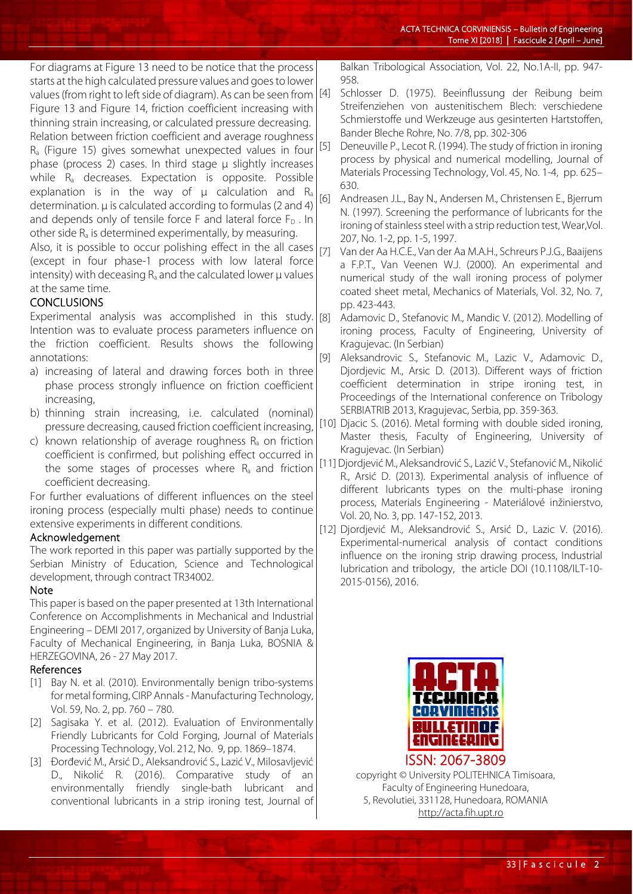For diagrams at Figure 13 need to be notice that the process starts at the high calculated pressure values and goes to lower values (from right to left side of diagram). As can be seen from Figure 13 and Figure 14, friction coefficient increasing with thinning strain increasing, or calculated pressure decreasing. Relation between friction coefficient and average roughness $R_a$ (Figure 15) gives somewhat unexpected values in four phase (process 2) cases. In third stage μ slightly increases while $R_a$ decreases. Expectation is opposite. Possible explanation is in the way of μ calculation and $R_a$ determination. μ is calculated according to formulas (2 and 4) and depends only of tensile force F and lateral force $F_D$ . In other side $R_a$ is determined experimentally, by measuring.

Also, it is possible to occur polishing effect in the all cases (except in four phase-1 process with low lateral force intensity) with deceasing $R_a$ and the calculated lower μ values at the same time.

## CONCLUSIONS

Experimental analysis was accomplished in this study. Intention was to evaluate process parameters influence on the friction coefficient. Results shows the following annotations:

a) increasing of lateral and drawing forces both in three phase process strongly influence on friction coefficient increasing,
b) thinning strain increasing, i.e. calculated (nominal) pressure decreasing, caused friction coefficient increasing,
c) known relationship of average roughness $R_a$ on friction coefficient is confirmed, but polishing effect occurred in the some stages of processes where $R_a$ and friction coefficient decreasing.

For further evaluations of different influences on the steel ironing process (especially multi phase) needs to continue extensive experiments in different conditions.

### Acknowledgement

The work reported in this paper was partially supported by the Serbian Ministry of Education, Science and Technological development, through contract TR34002.

### Note

This paper is based on the paper presented at 13th International Conference on Accomplishments in Mechanical and Industrial Engineering – DEMI 2017, organized by University of Banja Luka, Faculty of Mechanical Engineering, in Banja Luka, BOSNIA & HERZEGOVINA, 26 - 27 May 2017.

### References

[1] Bay N. et al. (2010). Environmentally benign tribo-systems for metal forming, CIRP Annals - Manufacturing Technology, Vol. 59, No. 2, pp. 760 – 780.

[2] Sagisaka Y. et al. (2012). Evaluation of Environmentally Friendly Lubricants for Cold Forging, Journal of Materials Processing Technology, Vol. 212, No. 9, pp. 1869–1874.

[3] Đorđević M., Arsić D., Aleksandrović S., Lazić V., Milosavljević D., Nikolić R. (2016). Comparative study of an environmentally friendly single-bath lubricant and conventional lubricants in a strip ironing test, Journal of Balkan Tribological Association, Vol. 22, No.1A-II, pp. 947-958.

[4] Schlosser D. (1975). Beeinflussung der Reibung beim Streifenziehen von austenitischem Blech: verschiedene Schmierstoffe und Werkzeuge aus gesinterten Hartstoffen, Bander Bleche Rohre, No. 7/8, pp. 302-306

[5] Deneuville P., Lecot R. (1994). The study of friction in ironing process by physical and numerical modelling, Journal of Materials Processing Technology, Vol. 45, No. 1-4, pp. 625–630.

[6] Andreasen J.L., Bay N., Andersen M., Christensen E., Bjerrum N. (1997). Screening the performance of lubricants for the ironing of stainless steel with a strip reduction test, Wear,Vol. 207, No. 1-2, pp. 1-5, 1997.

[7] Van der Aa H.C.E., Van der Aa M.A.H., Schreurs P.J.G., Baaijens a F.P.T., Van Veenen W.J. (2000). An experimental and numerical study of the wall ironing process of polymer coated sheet metal, Mechanics of Materials, Vol. 32, No. 7, pp. 423-443.

[8] Adamovic D., Stefanovic M., Mandic V. (2012). Modelling of ironing process, Faculty of Engineering, University of Kragujevac. (In Serbian)

[9] Aleksandrovic S., Stefanovic M., Lazic V., Adamovic D., Djordjevic M., Arsic D. (2013). Different ways of friction coefficient determination in stripe ironing test, in Proceedings of the International conference on Tribology SERBIATRIB 2013, Kragujevac, Serbia, pp. 359-363.

[10] Djacic S. (2016). Metal forming with double sided ironing, Master thesis, Faculty of Engineering, University of Kragujevac. (In Serbian)

[11] Djordjević M., Aleksandrović S., Lazić V., Stefanović M., Nikolić R., Arsić D. (2013). Experimental analysis of influence of different lubricants types on the multi-phase ironing process, Materials Engineering - Materiálové inžinierstvo, Vol. 20, No. 3, pp. 147-152, 2013.

[12] Djordjević M., Aleksandrović S., Arsić D., Lazic V. (2016). Experimental-numerical analysis of contact conditions influence on the ironing strip drawing process, Industrial lubrication and tribology, the article DOI (10.1108/ILT-10-2015-0156), 2016.

ISSN: 2067-3809

copyright © University POLITEHNICA Timisoara, Faculty of Engineering Hunedoara, 5, Revolutiei, 331128, Hunedoara, ROMANIA http://acta.fih.upt.ro